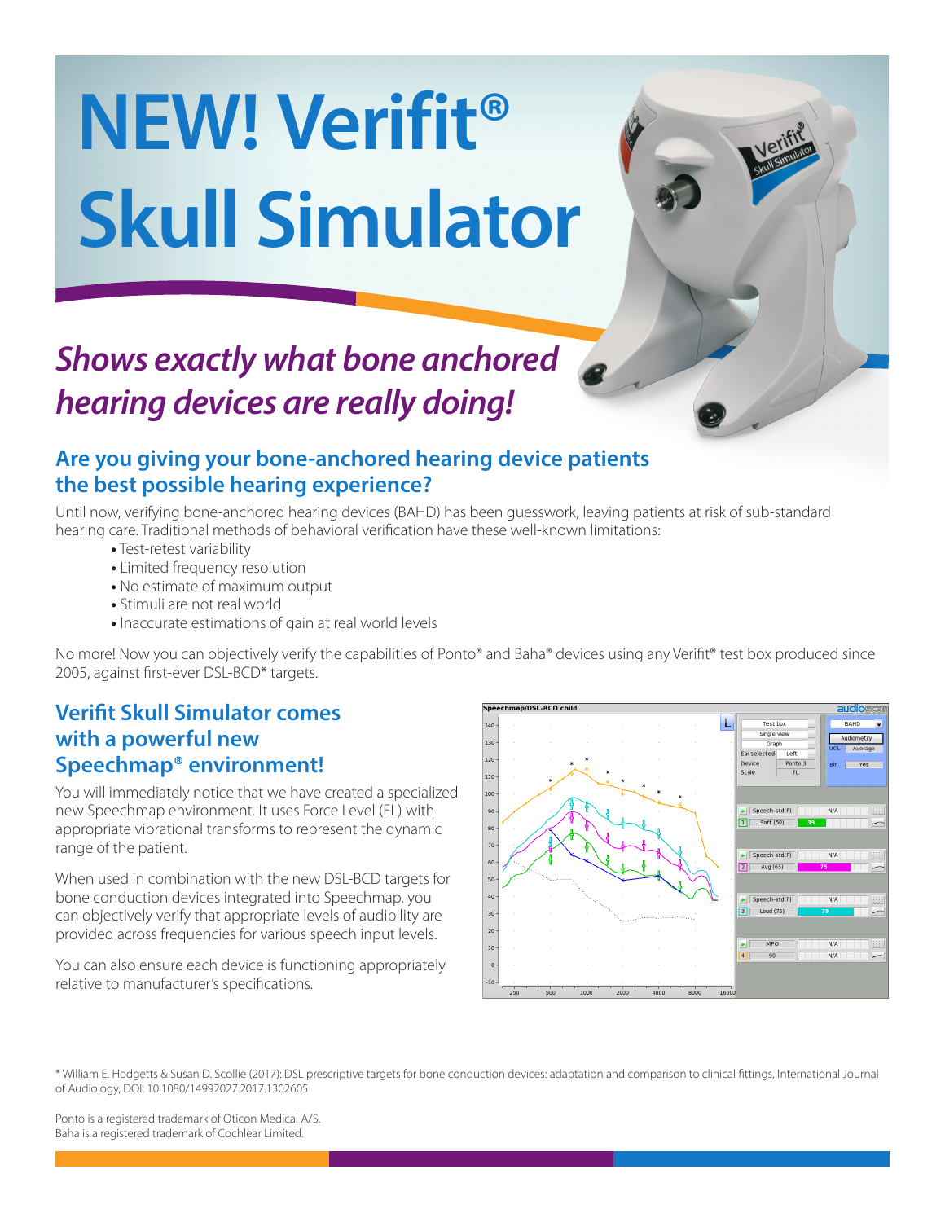# NEW! Verifit® Skull Simulator

## *Shows exactly what bone anchored hearing devices are really doing!*

## Are you giving your bone-anchored hearing device patients the best possible hearing experience?

Until now, verifying bone-anchored hearing devices (BAHD) has been guesswork, leaving patients at risk of sub-standard hearing care. Traditional methods of behavioral verification have these well-known limitations:

- Test-retest variability
- Limited frequency resolution
- No estimate of maximum output
- Stimuli are not real world
- Inaccurate estimations of gain at real world levels

No more! Now you can objectively verify the capabilities of Ponto® and Baha® devices using any Verifit® test box produced since 2005, against first-ever DSL-BCD* targets.

## Verifit Skull Simulator comes with a powerful new Speechmap® environment!

You will immediately notice that we have created a specialized new Speechmap environment. It uses Force Level (FL) with appropriate vibrational transforms to represent the dynamic range of the patient.

When used in combination with the new DSL-BCD targets for bone conduction devices integrated into Speechmap, you can objectively verify that appropriate levels of audibility are provided across frequencies for various speech input levels.

You can also ensure each device is functioning appropriately relative to manufacturer's specifications.

\* William E. Hodgetts & Susan D. Scollie (2017): DSL prescriptive targets for bone conduction devices: adaptation and comparison to clinical fittings, International Journal of Audiology, DOI: 10.1080/14992027.2017.1302605

Ponto is a registered trademark of Oticon Medical A/S.
Baha is a registered trademark of Cochlear Limited.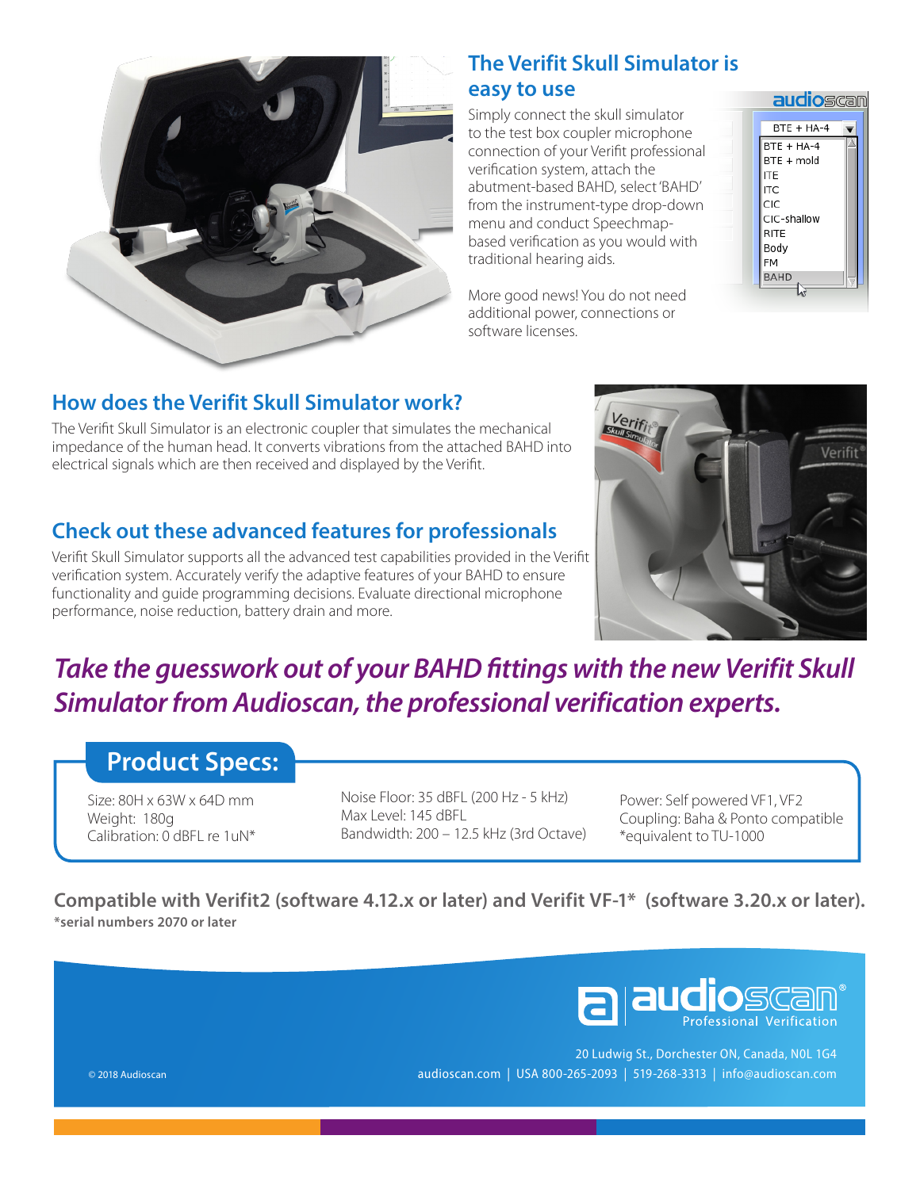## The Verifit Skull Simulator is easy to use

Simply connect the skull simulator to the test box coupler microphone connection of your Verifit professional verification system, attach the abutment-based BAHD, select 'BAHD' from the instrument-type drop-down menu and conduct Speechmap-based verification as you would with traditional hearing aids.

More good news! You do not need additional power, connections or software licenses.

audioscan

BTE + HA-4

BTE + HA-4
BTE + mold
ITE
ITC
CIC
CIC-shallow
RITE
Body
FM
BAHD

## How does the Verifit Skull Simulator work?

The Verifit Skull Simulator is an electronic coupler that simulates the mechanical impedance of the human head. It converts vibrations from the attached BAHD into electrical signals which are then received and displayed by the Verifit.

## Check out these advanced features for professionals

Verifit Skull Simulator supports all the advanced test capabilities provided in the Verifit verification system. Accurately verify the adaptive features of your BAHD to ensure functionality and guide programming decisions. Evaluate directional microphone performance, noise reduction, battery drain and more.

***Take the guesswork out of your BAHD fittings with the new Verifit Skull Simulator from Audioscan, the professional verification experts.***

## Product Specs:

Size: 80H x 63W x 64D mm
Weight: 180g
Calibration: 0 dBFL re 1uN*

Noise Floor: 35 dBFL (200 Hz - 5 kHz)
Max Level: 145 dBFL
Bandwidth: 200 – 12.5 kHz (3rd Octave)

Power: Self powered VF1, VF2
Coupling: Baha & Ponto compatible
*equivalent to TU-1000

**Compatible with Verifit2 (software 4.12.x or later) and Verifit VF-1* (software 3.20.x or later).**
***serial numbers 2070 or later**

audioscan® Professional Verification

20 Ludwig St., Dorchester ON, Canada, N0L 1G4
audioscan.com | USA 800-265-2093 | 519-268-3313 | info@audioscan.com

© 2018 Audioscan